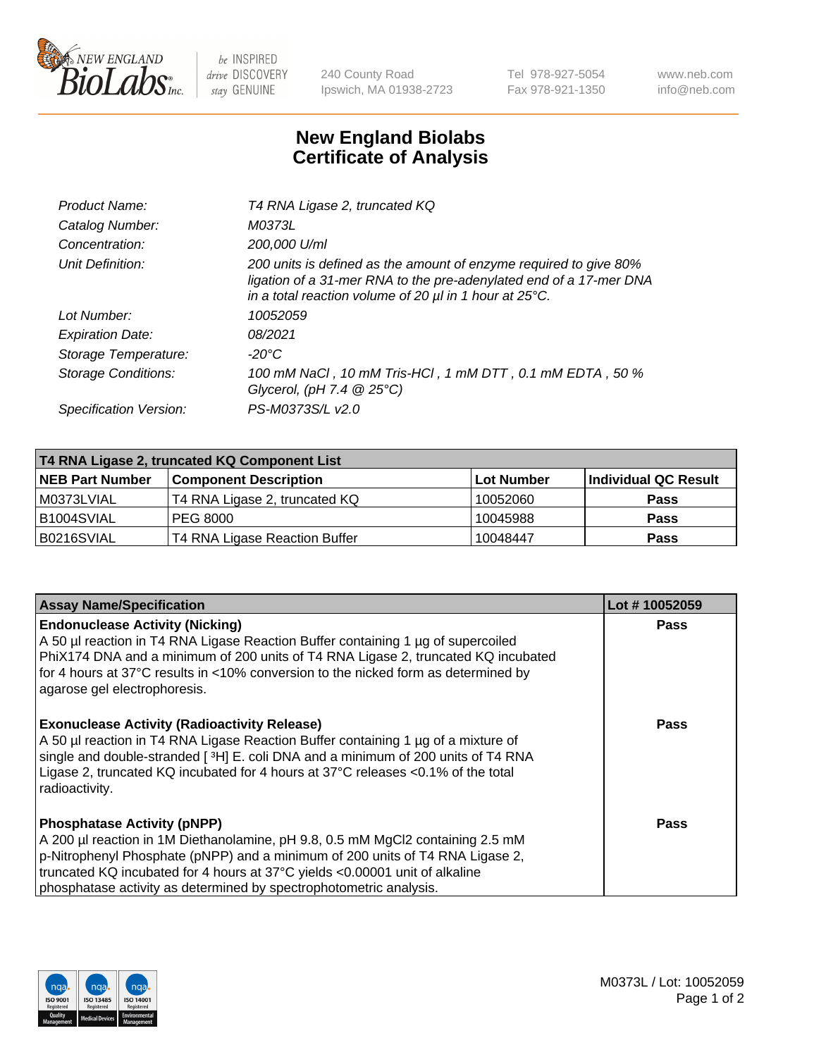# New England Biolabs Certificate of Analysis

| | |
|---|---|
| *Product Name:* | *T4 RNA Ligase 2, truncated KQ* |
| *Catalog Number:* | *M0373L* |
| *Concentration:* | *200,000 U/ml* |
| *Unit Definition:* | *200 units is defined as the amount of enzyme required to give 80% ligation of a 31-mer RNA to the pre-adenylated end of a 17-mer DNA in a total reaction volume of 20 µl in 1 hour at 25°C.* |
| *Lot Number:* | *10052059* |
| *Expiration Date:* | *08/2021* |
| *Storage Temperature:* | *-20°C* |
| *Storage Conditions:* | *100 mM NaCl , 10 mM Tris-HCl , 1 mM DTT , 0.1 mM EDTA , 50 % Glycerol, (pH 7.4 @ 25°C)* |
| *Specification Version:* | *PS-M0373S/L v2.0* |

| T4 RNA Ligase 2, truncated KQ Component List | | | |
|---|---|---|---|
| **NEB Part Number** | **Component Description** | **Lot Number** | **Individual QC Result** |
| M0373LVIAL | T4 RNA Ligase 2, truncated KQ | 10052060 | **Pass** |
| B1004SVIAL | PEG 8000 | 10045988 | **Pass** |
| B0216SVIAL | T4 RNA Ligase Reaction Buffer | 10048447 | **Pass** |

| Assay Name/Specification | Lot # 10052059 |
|---|---|
| **Endonuclease Activity (Nicking)**<br>A 50 µl reaction in T4 RNA Ligase Reaction Buffer containing 1 µg of supercoiled PhiX174 DNA and a minimum of 200 units of T4 RNA Ligase 2, truncated KQ incubated for 4 hours at 37°C results in <10% conversion to the nicked form as determined by agarose gel electrophoresis. | **Pass** |
| **Exonuclease Activity (Radioactivity Release)**<br>A 50 µl reaction in T4 RNA Ligase Reaction Buffer containing 1 µg of a mixture of single and double-stranded [$^3$H] E. coli DNA and a minimum of 200 units of T4 RNA Ligase 2, truncated KQ incubated for 4 hours at 37°C releases <0.1% of the total radioactivity. | **Pass** |
| **Phosphatase Activity (pNPP)**<br>A 200 µl reaction in 1M Diethanolamine, pH 9.8, 0.5 mM $MgCl_2$ containing 2.5 mM p-Nitrophenyl Phosphate (pNPP) and a minimum of 200 units of T4 RNA Ligase 2, truncated KQ incubated for 4 hours at 37°C yields <0.00001 unit of alkaline phosphatase activity as determined by spectrophotometric analysis. | **Pass** |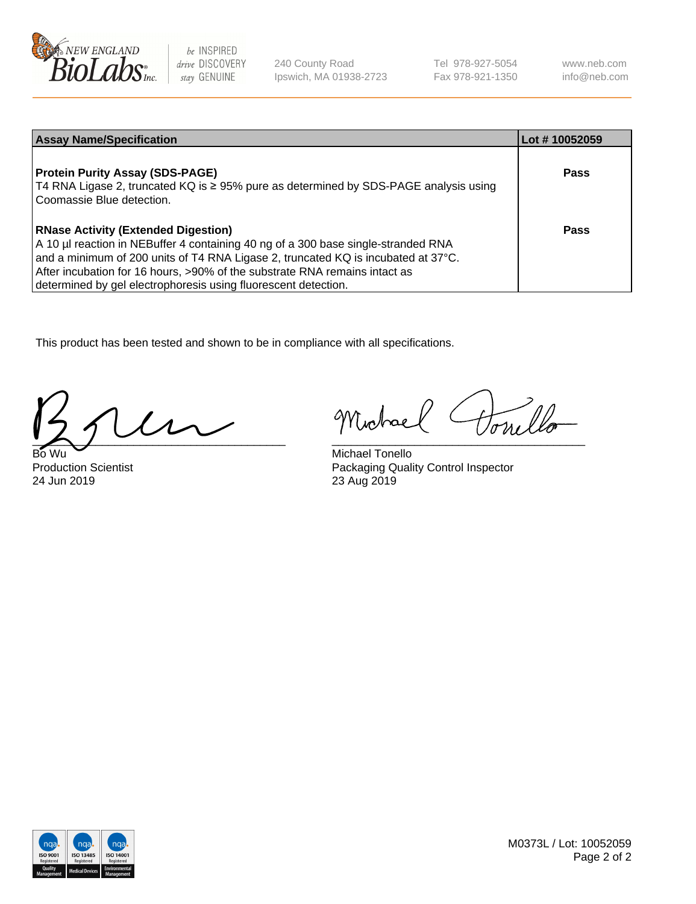240 County Road
Ipswich, MA 01938-2723

Tel 978-927-5054
Fax 978-921-1350

www.neb.com
info@neb.com

| Assay Name/Specification | Lot # 10052059 |
|---|---|
| **Protein Purity Assay (SDS-PAGE)**<br>T4 RNA Ligase 2, truncated KQ is ≥ 95% pure as determined by SDS-PAGE analysis using Coomassie Blue detection. | **Pass** |
| **RNase Activity (Extended Digestion)**<br>A 10 µl reaction in NEBuffer 4 containing 40 ng of a 300 base single-stranded RNA and a minimum of 200 units of T4 RNA Ligase 2, truncated KQ is incubated at 37°C. After incubation for 16 hours, >90% of the substrate RNA remains intact as determined by gel electrophoresis using fluorescent detection. | **Pass** |

This product has been tested and shown to be in compliance with all specifications.

Bo Wu
Production Scientist
24 Jun 2019

Michael Tonello
Packaging Quality Control Inspector
23 Aug 2019

M0373L / Lot: 10052059